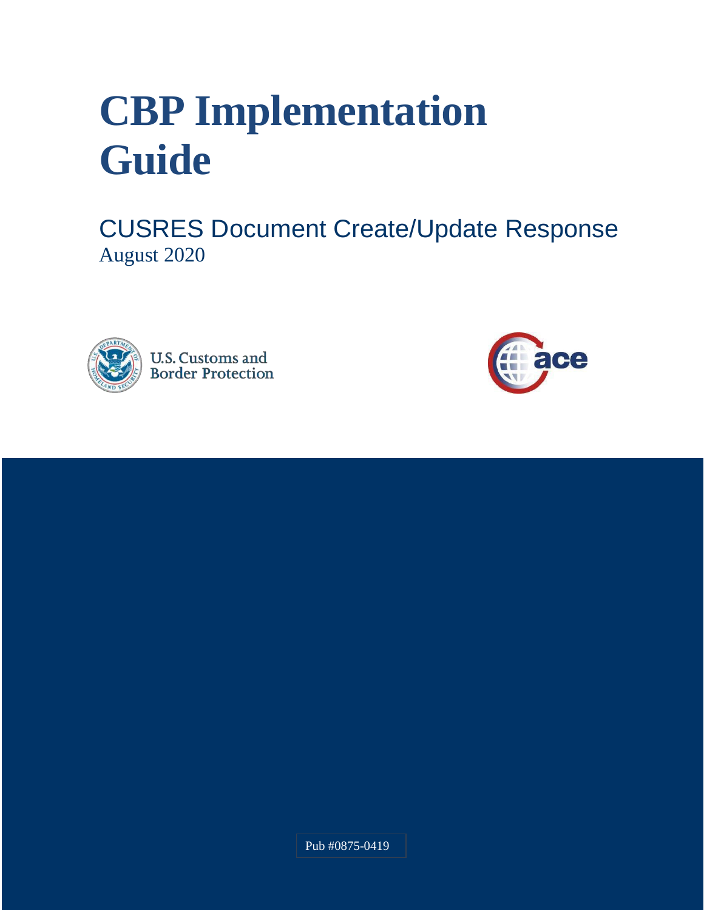# CBP Implementation Guide

## CUSRES Document Create/Update Response

August 2020

U.S. Customs and Border Protection

ace

Pub #0875-0419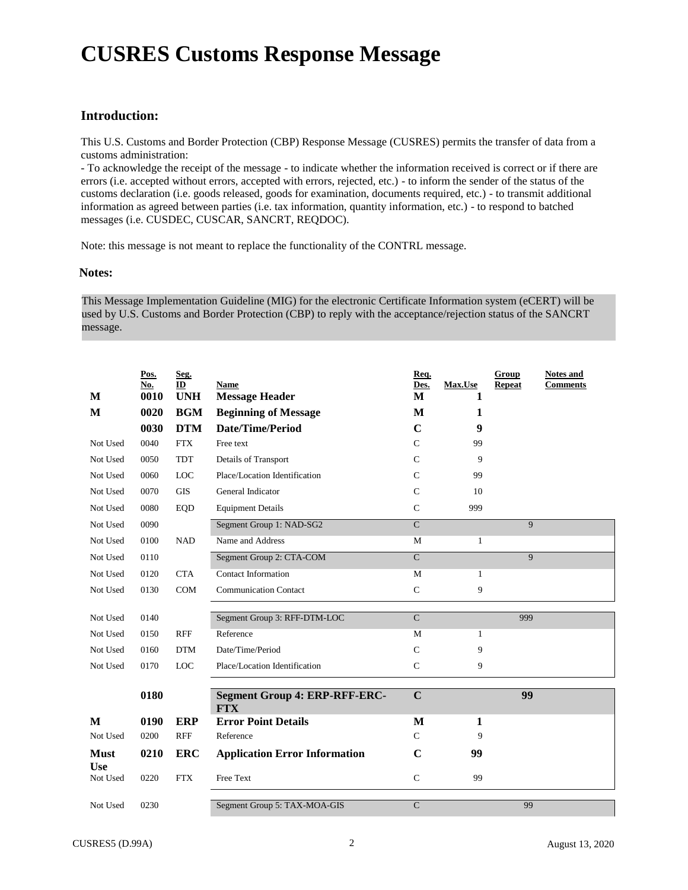# CUSRES Customs Response Message

## Introduction:

This U.S. Customs and Border Protection (CBP) Response Message (CUSRES) permits the transfer of data from a customs administration:
- To acknowledge the receipt of the message - to indicate whether the information received is correct or if there are errors (i.e. accepted without errors, accepted with errors, rejected, etc.) - to inform the sender of the status of the customs declaration (i.e. goods released, goods for examination, documents required, etc.) - to transmit additional information as agreed between parties (i.e. tax information, quantity information, etc.) - to respond to batched messages (i.e. CUSDEC, CUSCAR, SANCRT, REQDOC).

Note: this message is not meant to replace the functionality of the CONTRL message.

### Notes:

This Message Implementation Guideline (MIG) for the electronic Certificate Information system (eCERT) will be used by U.S. Customs and Border Protection (CBP) to reply with the acceptance/rejection status of the SANCRT message.

| | Pos. No. | Seg. ID | Name | Req. Des. | Max.Use | Group Repeat | Notes and Comments |
|---|---|---|---|---|---|---|---|
| **M** | **0010** | **UNH** | **Message Header** | **M** | **1** | | |
| **M** | **0020** | **BGM** | **Beginning of Message** | **M** | **1** | | |
| | **0030** | **DTM** | **Date/Time/Period** | **C** | **9** | | |
| Not Used | 0040 | FTX | Free text | C | 99 | | |
| Not Used | 0050 | TDT | Details of Transport | C | 9 | | |
| Not Used | 0060 | LOC | Place/Location Identification | C | 99 | | |
| Not Used | 0070 | GIS | General Indicator | C | 10 | | |
| Not Used | 0080 | EQD | Equipment Details | C | 999 | | |
| Not Used | 0090 | | Segment Group 1: NAD-SG2 | C | | 9 | |
| Not Used | 0100 | NAD | Name and Address | M | 1 | | |
| Not Used | 0110 | | Segment Group 2: CTA-COM | C | | 9 | |
| Not Used | 0120 | CTA | Contact Information | M | 1 | | |
| Not Used | 0130 | COM | Communication Contact | C | 9 | | |
| Not Used | 0140 | | Segment Group 3: RFF-DTM-LOC | C | | 999 | |
| Not Used | 0150 | RFF | Reference | M | 1 | | |
| Not Used | 0160 | DTM | Date/Time/Period | C | 9 | | |
| Not Used | 0170 | LOC | Place/Location Identification | C | 9 | | |
| | **0180** | | **Segment Group 4: ERP-RFF-ERC-FTX** | **C** | | **99** | |
| **M** | **0190** | **ERP** | **Error Point Details** | **M** | **1** | | |
| Not Used | 0200 | RFF | Reference | C | 9 | | |
| **Must Use** | **0210** | **ERC** | **Application Error Information** | **C** | **99** | | |
| Not Used | 0220 | FTX | Free Text | C | 99 | | |
| Not Used | 0230 | | Segment Group 5: TAX-MOA-GIS | C | | 99 | |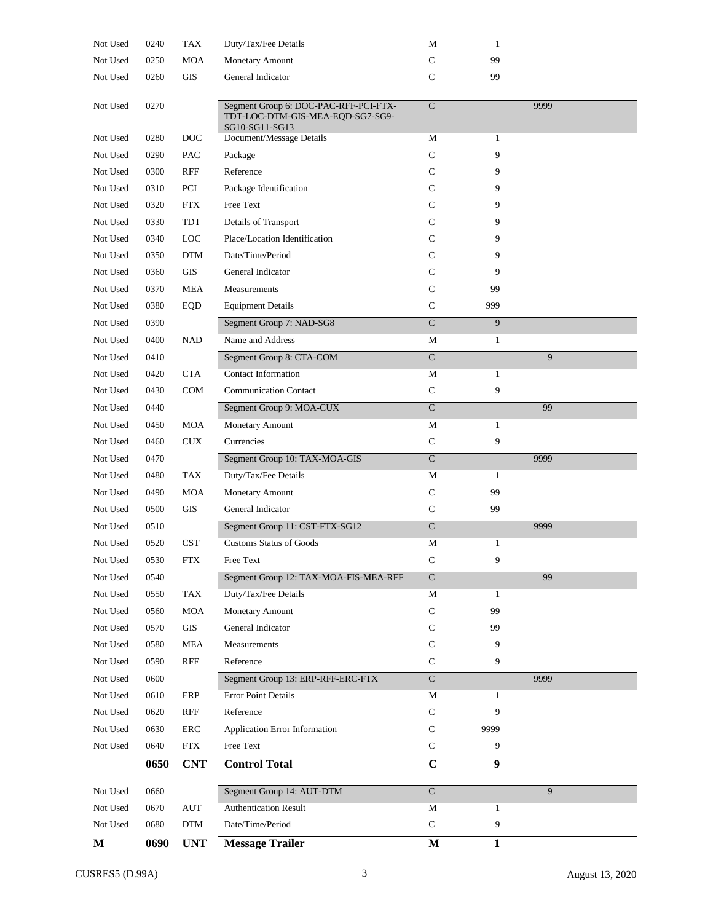| | | | | | | |
|---|---|---|---|---|---|---|
| Not Used | 0240 | TAX | Duty/Tax/Fee Details | M | 1 | |
| Not Used | 0250 | MOA | Monetary Amount | C | 99 | |
| Not Used | 0260 | GIS | General Indicator | C | 99 | |
| Not Used | 0270 | | Segment Group 6: DOC-PAC-RFF-PCI-FTX-TDT-LOC-DTM-GIS-MEA-EQD-SG7-SG9-SG10-SG11-SG13 | C | | 9999 |
| Not Used | 0280 | DOC | Document/Message Details | M | 1 | |
| Not Used | 0290 | PAC | Package | C | 9 | |
| Not Used | 0300 | RFF | Reference | C | 9 | |
| Not Used | 0310 | PCI | Package Identification | C | 9 | |
| Not Used | 0320 | FTX | Free Text | C | 9 | |
| Not Used | 0330 | TDT | Details of Transport | C | 9 | |
| Not Used | 0340 | LOC | Place/Location Identification | C | 9 | |
| Not Used | 0350 | DTM | Date/Time/Period | C | 9 | |
| Not Used | 0360 | GIS | General Indicator | C | 9 | |
| Not Used | 0370 | MEA | Measurements | C | 99 | |
| Not Used | 0380 | EQD | Equipment Details | C | 999 | |
| Not Used | 0390 | | Segment Group 7: NAD-SG8 | C | 9 | |
| Not Used | 0400 | NAD | Name and Address | M | 1 | |
| Not Used | 0410 | | Segment Group 8: CTA-COM | C | | 9 |
| Not Used | 0420 | CTA | Contact Information | M | 1 | |
| Not Used | 0430 | COM | Communication Contact | C | 9 | |
| Not Used | 0440 | | Segment Group 9: MOA-CUX | C | | 99 |
| Not Used | 0450 | MOA | Monetary Amount | M | 1 | |
| Not Used | 0460 | CUX | Currencies | C | 9 | |
| Not Used | 0470 | | Segment Group 10: TAX-MOA-GIS | C | | 9999 |
| Not Used | 0480 | TAX | Duty/Tax/Fee Details | M | 1 | |
| Not Used | 0490 | MOA | Monetary Amount | C | 99 | |
| Not Used | 0500 | GIS | General Indicator | C | 99 | |
| Not Used | 0510 | | Segment Group 11: CST-FTX-SG12 | C | | 9999 |
| Not Used | 0520 | CST | Customs Status of Goods | M | 1 | |
| Not Used | 0530 | FTX | Free Text | C | 9 | |
| Not Used | 0540 | | Segment Group 12: TAX-MOA-FIS-MEA-RFF | C | | 99 |
| Not Used | 0550 | TAX | Duty/Tax/Fee Details | M | 1 | |
| Not Used | 0560 | MOA | Monetary Amount | C | 99 | |
| Not Used | 0570 | GIS | General Indicator | C | 99 | |
| Not Used | 0580 | MEA | Measurements | C | 9 | |
| Not Used | 0590 | RFF | Reference | C | 9 | |
| Not Used | 0600 | | Segment Group 13: ERP-RFF-ERC-FTX | C | | 9999 |
| Not Used | 0610 | ERP | Error Point Details | M | 1 | |
| Not Used | 0620 | RFF | Reference | C | 9 | |
| Not Used | 0630 | ERC | Application Error Information | C | 9999 | |
| Not Used | 0640 | FTX | Free Text | C | 9 | |
| | **0650** | **CNT** | **Control Total** | **C** | **9** | |
| Not Used | 0660 | | Segment Group 14: AUT-DTM | C | | 9 |
| Not Used | 0670 | AUT | Authentication Result | M | 1 | |
| Not Used | 0680 | DTM | Date/Time/Period | C | 9 | |
| **M** | **0690** | **UNT** | **Message Trailer** | **M** | **1** | |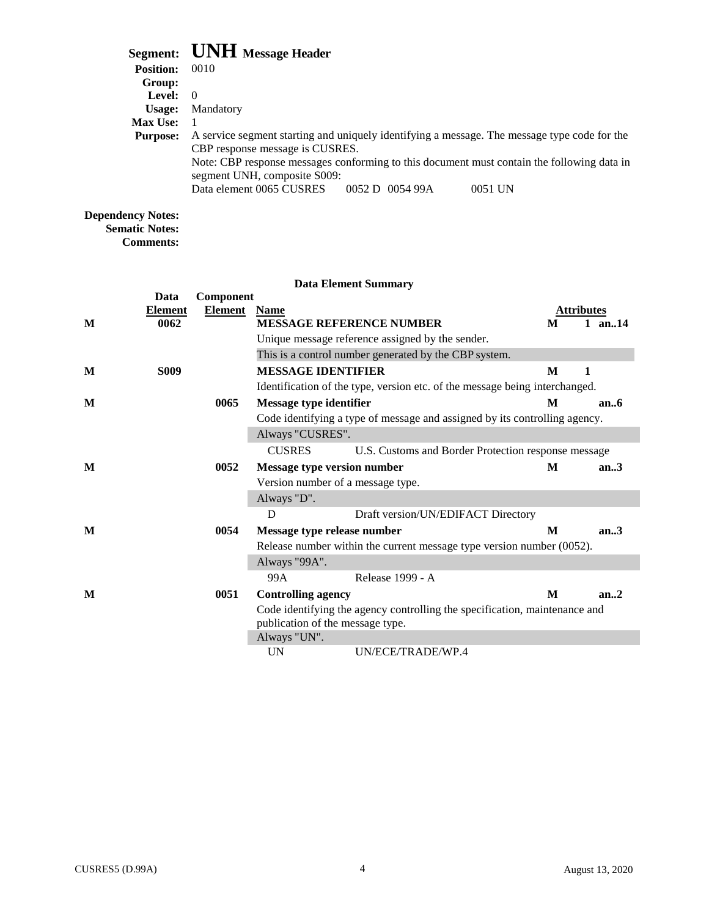**Segment:** **UNH** Message Header
**Position:** 0010
**Group:**
**Level:** 0
**Usage:** Mandatory
**Max Use:** 1
**Purpose:** A service segment starting and uniquely identifying a message. The message type code for the CBP response message is CUSRES.
Note: CBP response messages conforming to this document must contain the following data in segment UNH, composite S009:
Data element 0065 CUSRES     0052 D  0054 99A     0051 UN

**Dependency Notes:**
**Sematic Notes:**
**Comments:**

**Data Element Summary**

| | Data Element | Component Element | Name | Attributes | | |
|---|---|---|---|---|---|---|
| **M** | **0062** | | **MESSAGE REFERENCE NUMBER** | **M** | **1** | **an..14** |
| | | | Unique message reference assigned by the sender. | | | |
| | | | This is a control number generated by the CBP system. | | | |
| **M** | **S009** | | **MESSAGE IDENTIFIER** | **M** | **1** | |
| | | | Identification of the type, version etc. of the message being interchanged. | | | |
| **M** | | **0065** | **Message type identifier** | **M** | | **an..6** |
| | | | Code identifying a type of message and assigned by its controlling agency. | | | |
| | | | Always "CUSRES". | | | |
| | | | CUSRES — U.S. Customs and Border Protection response message | | | |
| **M** | | **0052** | **Message type version number** | **M** | | **an..3** |
| | | | Version number of a message type. | | | |
| | | | Always "D". | | | |
| | | | D — Draft version/UN/EDIFACT Directory | | | |
| **M** | | **0054** | **Message type release number** | **M** | | **an..3** |
| | | | Release number within the current message type version number (0052). | | | |
| | | | Always "99A". | | | |
| | | | 99A — Release 1999 - A | | | |
| **M** | | **0051** | **Controlling agency** | **M** | | **an..2** |
| | | | Code identifying the agency controlling the specification, maintenance and publication of the message type. | | | |
| | | | Always "UN". | | | |
| | | | UN — UN/ECE/TRADE/WP.4 | | | |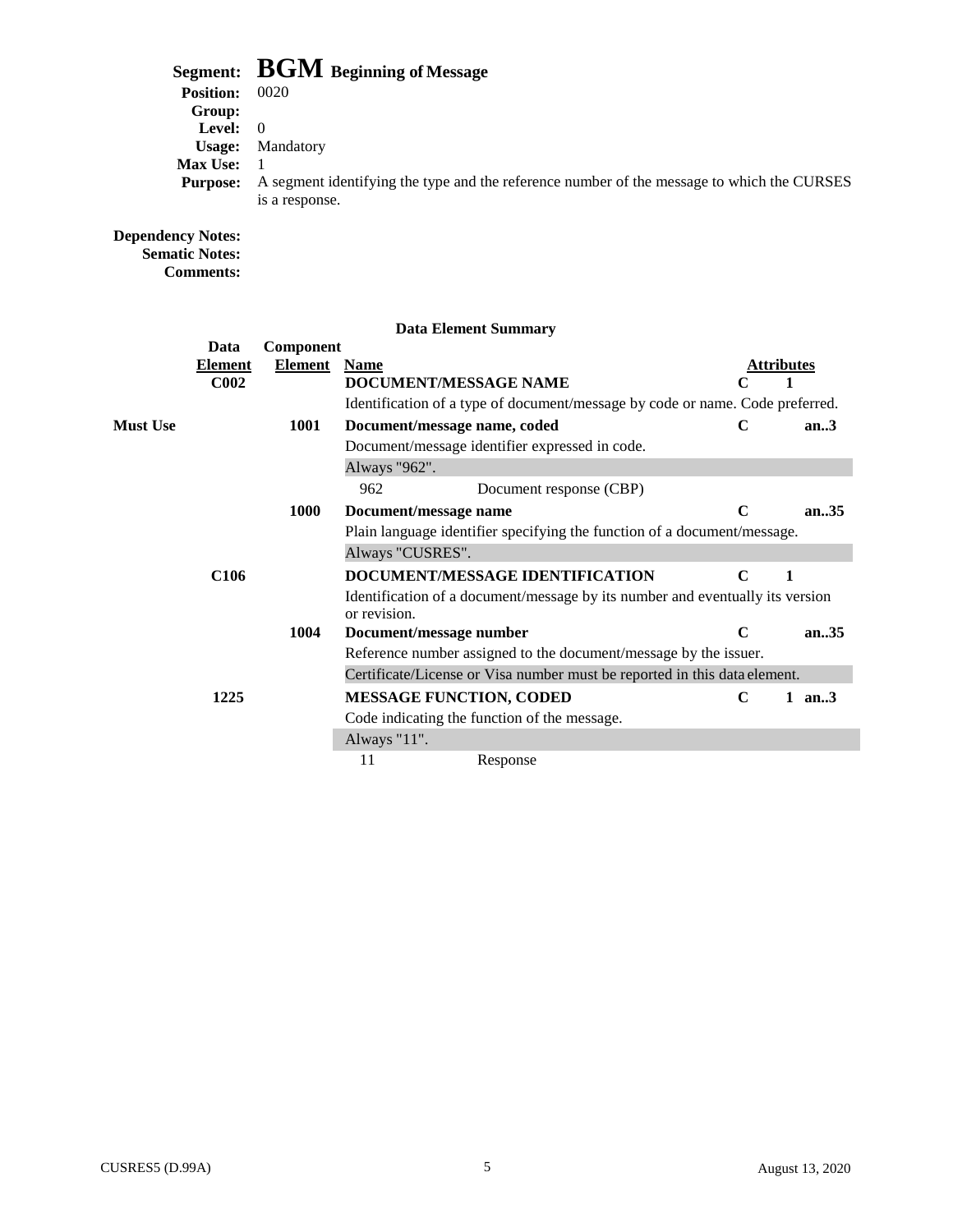## Segment: BGM Beginning of Message

**Position:** 0020
**Group:**
**Level:** 0
**Usage:** Mandatory
**Max Use:** 1
**Purpose:** A segment identifying the type and the reference number of the message to which the CURSES is a response.

**Dependency Notes:**
**Sematic Notes:**
**Comments:**

### Data Element Summary

| | Data Element | Component Element | Name | Attributes | | |
|---|---|---|---|---|---|---|
| | C002 | | **DOCUMENT/MESSAGE NAME** | C | 1 | |
| | | | Identification of a type of document/message by code or name. Code preferred. | | | |
| **Must Use** | | 1001 | **Document/message name, coded** | C | | an..3 |
| | | | Document/message identifier expressed in code. | | | |
| | | | Always "962". | | | |
| | | | 962 Document response (CBP) | | | |
| | | 1000 | **Document/message name** | C | | an..35 |
| | | | Plain language identifier specifying the function of a document/message. | | | |
| | | | Always "CUSRES". | | | |
| | C106 | | **DOCUMENT/MESSAGE IDENTIFICATION** | C | 1 | |
| | | | Identification of a document/message by its number and eventually its version or revision. | | | |
| | | 1004 | **Document/message number** | C | | an..35 |
| | | | Reference number assigned to the document/message by the issuer. | | | |
| | | | Certificate/License or Visa number must be reported in this data element. | | | |
| | 1225 | | **MESSAGE FUNCTION, CODED** | C | 1 | an..3 |
| | | | Code indicating the function of the message. | | | |
| | | | Always "11". | | | |
| | | | 11 Response | | | |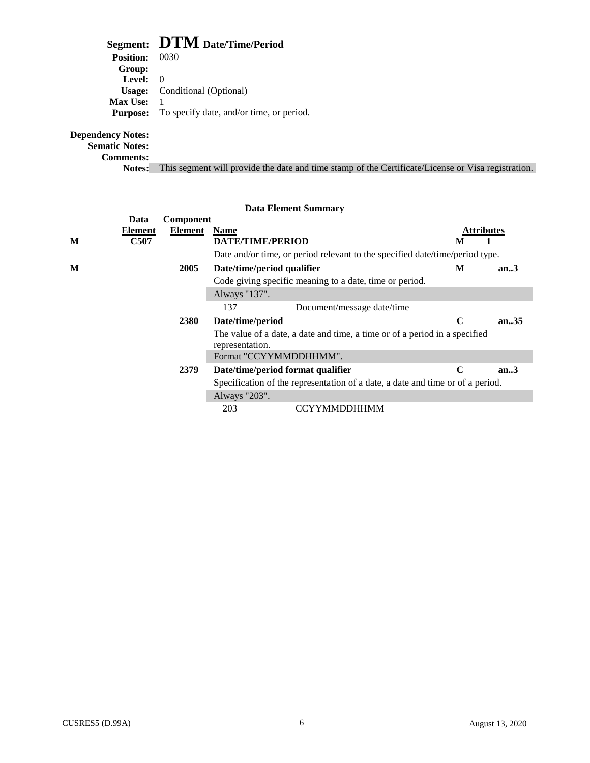# Segment: DTM Date/Time/Period

**Position:** 0030
**Group:**
**Level:** 0
**Usage:** Conditional (Optional)
**Max Use:** 1
**Purpose:** To specify date, and/or time, or period.

**Dependency Notes:**
**Sematic Notes:**
**Comments:**
**Notes:** This segment will provide the date and time stamp of the Certificate/License or Visa registration.

### Data Element Summary

| | Data Element | Component Element | Name | Attributes | |
|---|---|---|---|---|---|
| M | C507 | | **DATE/TIME/PERIOD** | M | 1 |
| | | | Date and/or time, or period relevant to the specified date/time/period type. | | |
| M | | 2005 | **Date/time/period qualifier** | M | an..3 |
| | | | Code giving specific meaning to a date, time or period. | | |
| | | | Always "137". | | |
| | | | 137 Document/message date/time | | |
| | | 2380 | **Date/time/period** | C | an..35 |
| | | | The value of a date, a date and time, a time or of a period in a specified representation. | | |
| | | | Format "CCYYMMDDHHMM". | | |
| | | 2379 | **Date/time/period format qualifier** | C | an..3 |
| | | | Specification of the representation of a date, a date and time or of a period. | | |
| | | | Always "203". | | |
| | | | 203 CCYYMMDDHHMM | | |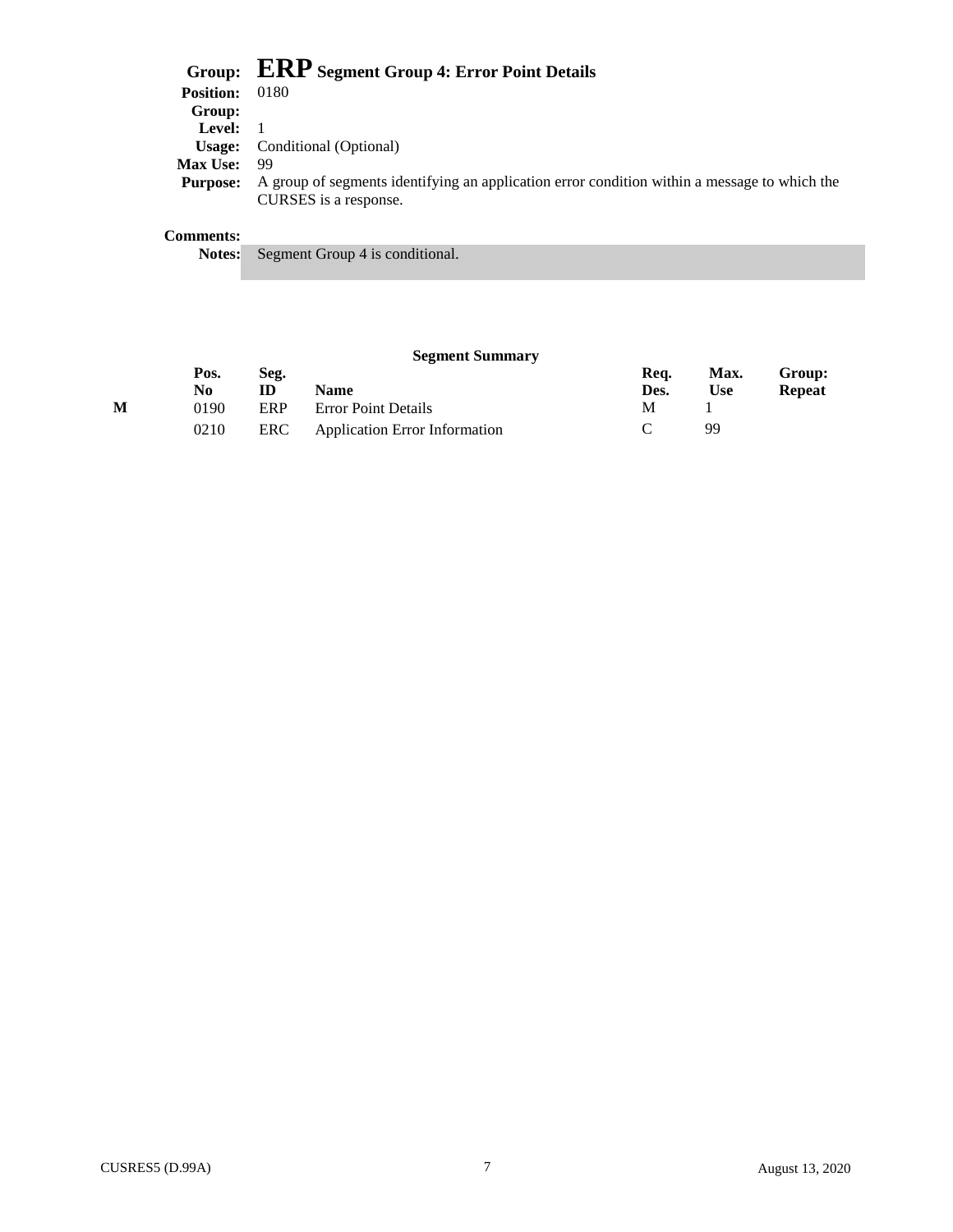**Group:** **ERP Segment Group 4: Error Point Details**
**Position:** 0180
**Group:**
**Level:** 1
**Usage:** Conditional (Optional)
**Max Use:** 99
**Purpose:** A group of segments identifying an application error condition within a message to which the CURSES is a response.

**Comments:**
**Notes:** Segment Group 4 is conditional.

**Segment Summary**

| | Pos. No | Seg. ID | Name | Req. Des. | Max. Use | Group: Repeat |
|---|---|---|---|---|---|---|
| M | 0190 | ERP | Error Point Details | M | 1 | |
| | 0210 | ERC | Application Error Information | C | 99 | |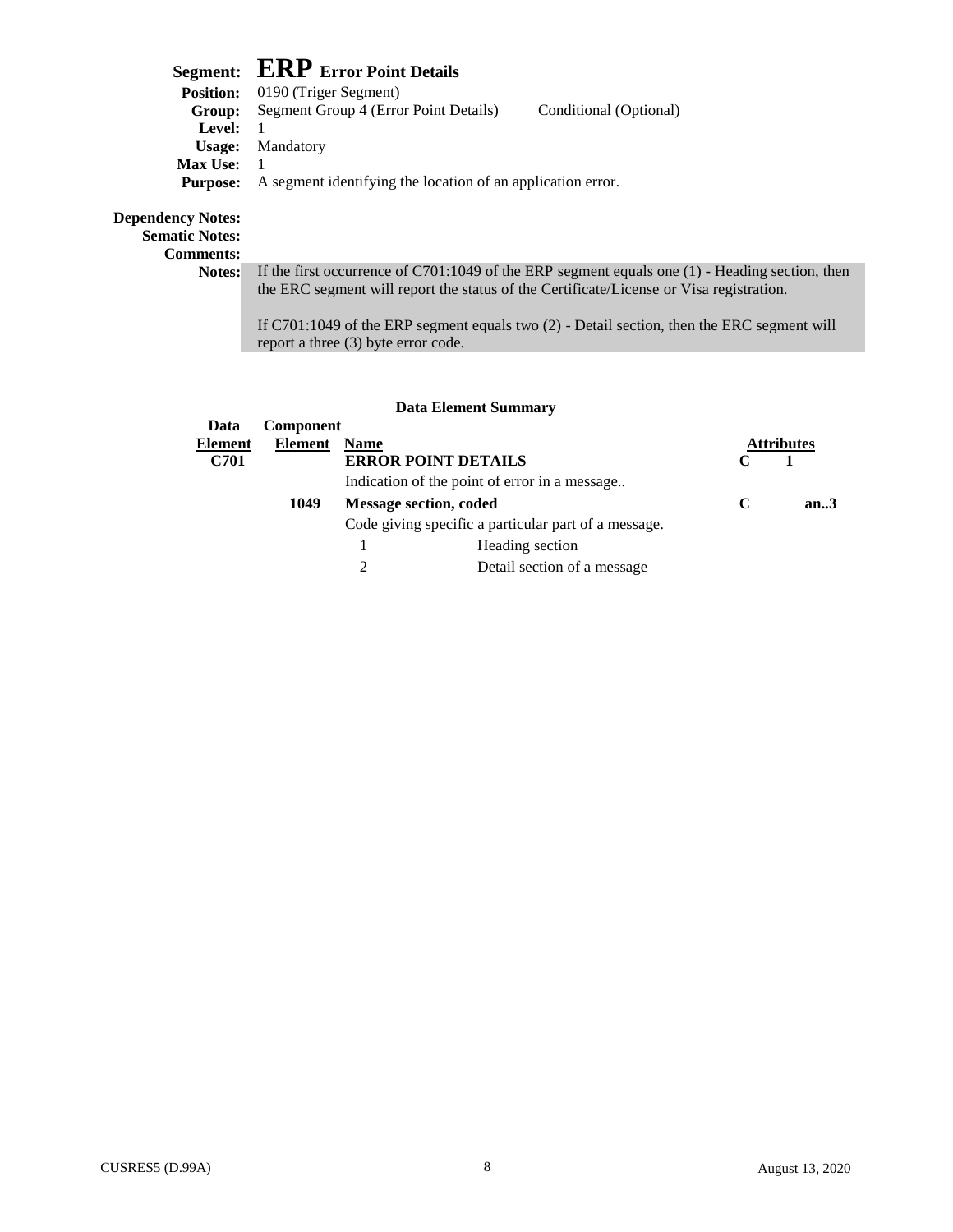# Segment: ERP Error Point Details

**Position:** 0190 (Triger Segment)
**Group:** Segment Group 4 (Error Point Details) Conditional (Optional)
**Level:** 1
**Usage:** Mandatory
**Max Use:** 1
**Purpose:** A segment identifying the location of an application error.

**Dependency Notes:**
**Sematic Notes:**
**Comments:**
**Notes:** If the first occurrence of C701:1049 of the ERP segment equals one (1) - Heading section, then the ERC segment will report the status of the Certificate/License or Visa registration.

If C701:1049 of the ERP segment equals two (2) - Detail section, then the ERC segment will report a three (3) byte error code.

### Data Element Summary

| Data Element | Component Element | Name | | Attributes | |
|---|---|---|---|---|---|
| **C701** | | **ERROR POINT DETAILS** | | **C** | **1** |
| | | Indication of the point of error in a message.. | | | |
| | **1049** | **Message section, coded** | | **C** | **an..3** |
| | | Code giving specific a particular part of a message. | | | |
| | | 1 | Heading section | | |
| | | 2 | Detail section of a message | | |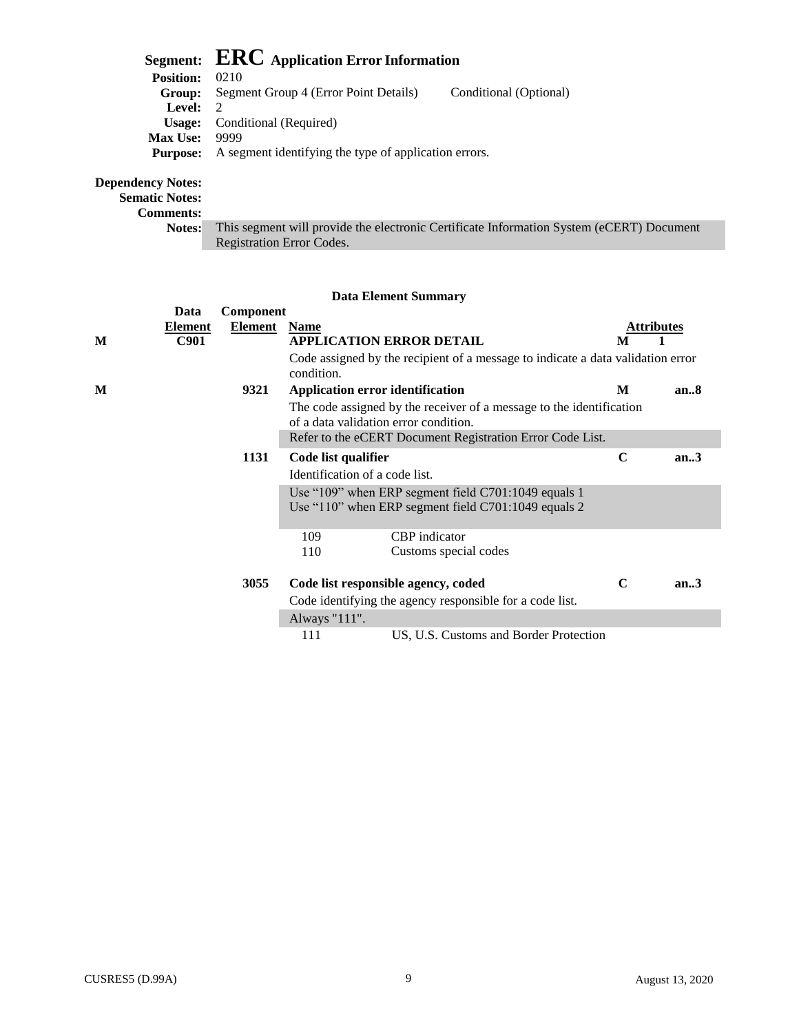# Segment: ERC Application Error Information

**Position:** 0210
**Group:** Segment Group 4 (Error Point Details) Conditional (Optional)
**Level:** 2
**Usage:** Conditional (Required)
**Max Use:** 9999
**Purpose:** A segment identifying the type of application errors.

**Dependency Notes:**
**Sematic Notes:**
**Comments:**
**Notes:** This segment will provide the electronic Certificate Information System (eCERT) Document Registration Error Codes.

## Data Element Summary

| | Data Element | Component Element | Name | Attributes | |
|---|---|---|---|---|---|
| **M** | **C901** | | **APPLICATION ERROR DETAIL** | **M** | **1** |
| | | | Code assigned by the recipient of a message to indicate a data validation error condition. | | |
| **M** | | **9321** | **Application error identification** | **M** | **an..8** |
| | | | The code assigned by the receiver of a message to the identification of a data validation error condition. | | |
| | | | Refer to the eCERT Document Registration Error Code List. | | |
| | | **1131** | **Code list qualifier** | **C** | **an..3** |
| | | | Identification of a code list. | | |
| | | | Use "109" when ERP segment field C701:1049 equals 1<br>Use "110" when ERP segment field C701:1049 equals 2 | | |
| | | | 109 — CBP indicator<br>110 — Customs special codes | | |
| | | **3055** | **Code list responsible agency, coded** | **C** | **an..3** |
| | | | Code identifying the agency responsible for a code list. | | |
| | | | Always "111". | | |
| | | | 111 — US, U.S. Customs and Border Protection | | |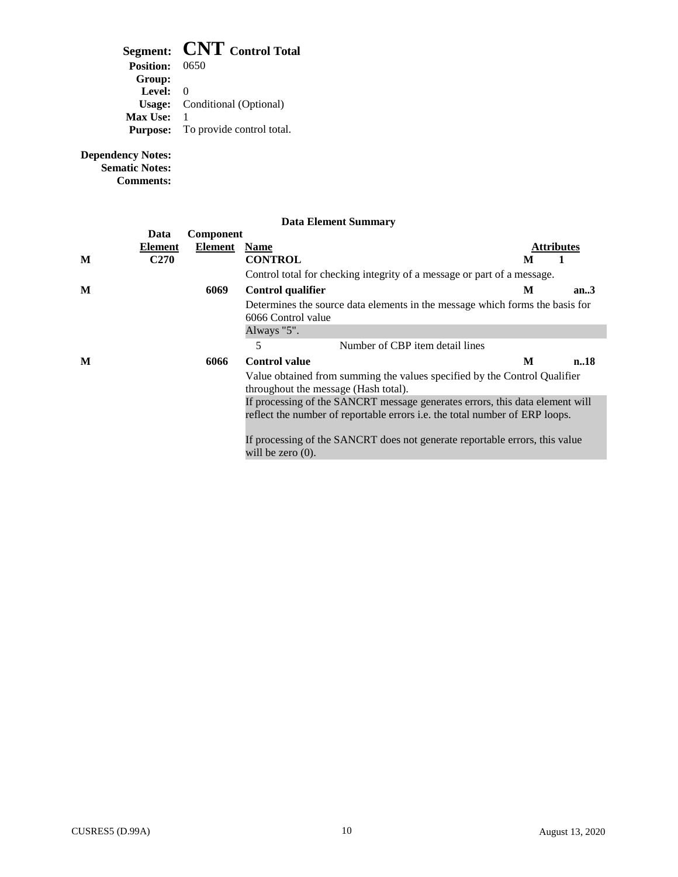**Segment:** **CNT** **Control Total**
**Position:** 0650
**Group:**
**Level:** 0
**Usage:** Conditional (Optional)
**Max Use:** 1
**Purpose:** To provide control total.

**Dependency Notes:**
**Sematic Notes:**
**Comments:**

**Data Element Summary**

| | Data Element | Component Element | Name | Attributes | |
|---|---|---|---|---|---|
| **M** | **C270** | | **CONTROL** | **M** | **1** |
| | | | Control total for checking integrity of a message or part of a message. | | |
| **M** | | **6069** | **Control qualifier** | **M** | **an..3** |
| | | | Determines the source data elements in the message which forms the basis for 6066 Control value | | |
| | | | Always "5". | | |
| | | | 5 Number of CBP item detail lines | | |
| **M** | | **6066** | **Control value** | **M** | **n..18** |
| | | | Value obtained from summing the values specified by the Control Qualifier throughout the message (Hash total). | | |
| | | | If processing of the SANCRT message generates errors, this data element will reflect the number of reportable errors i.e. the total number of ERP loops.<br><br>If processing of the SANCRT does not generate reportable errors, this value will be zero (0). | | |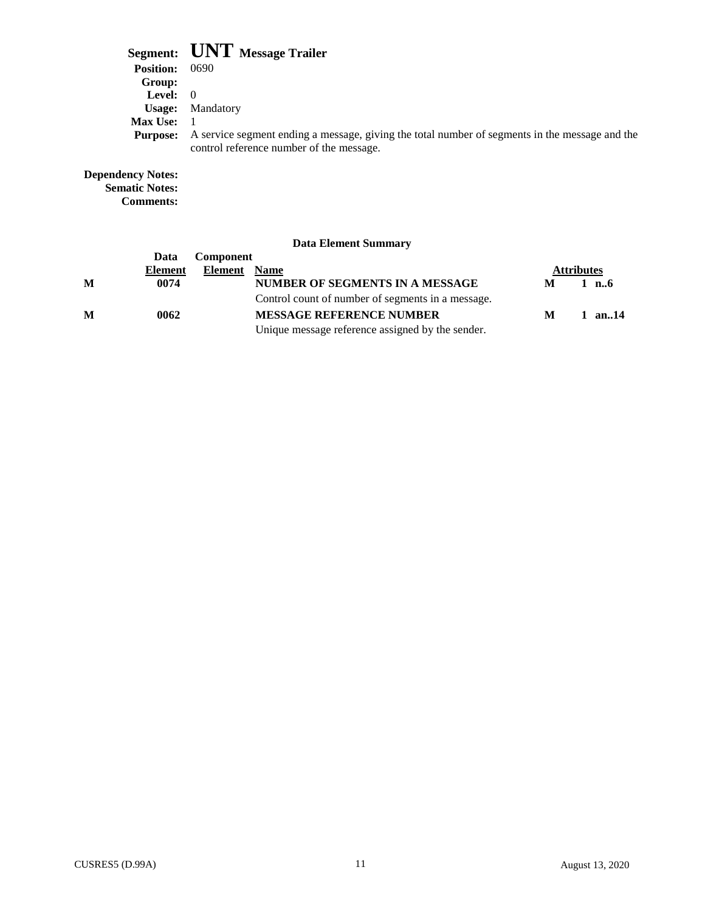**Segment:** **UNT** **Message Trailer**
**Position:** 0690
**Group:**
**Level:** 0
**Usage:** Mandatory
**Max Use:** 1
**Purpose:** A service segment ending a message, giving the total number of segments in the message and the control reference number of the message.

**Dependency Notes:**
**Sematic Notes:**
**Comments:**

### Data Element Summary

| | Data Element | Component Element | Name | Attributes | | |
|---|---|---|---|---|---|---|
| M | 0074 | | **NUMBER OF SEGMENTS IN A MESSAGE** | M | 1 | n..6 |
| | | | Control count of number of segments in a message. | | | |
| M | 0062 | | **MESSAGE REFERENCE NUMBER** | M | 1 | an..14 |
| | | | Unique message reference assigned by the sender. | | | |